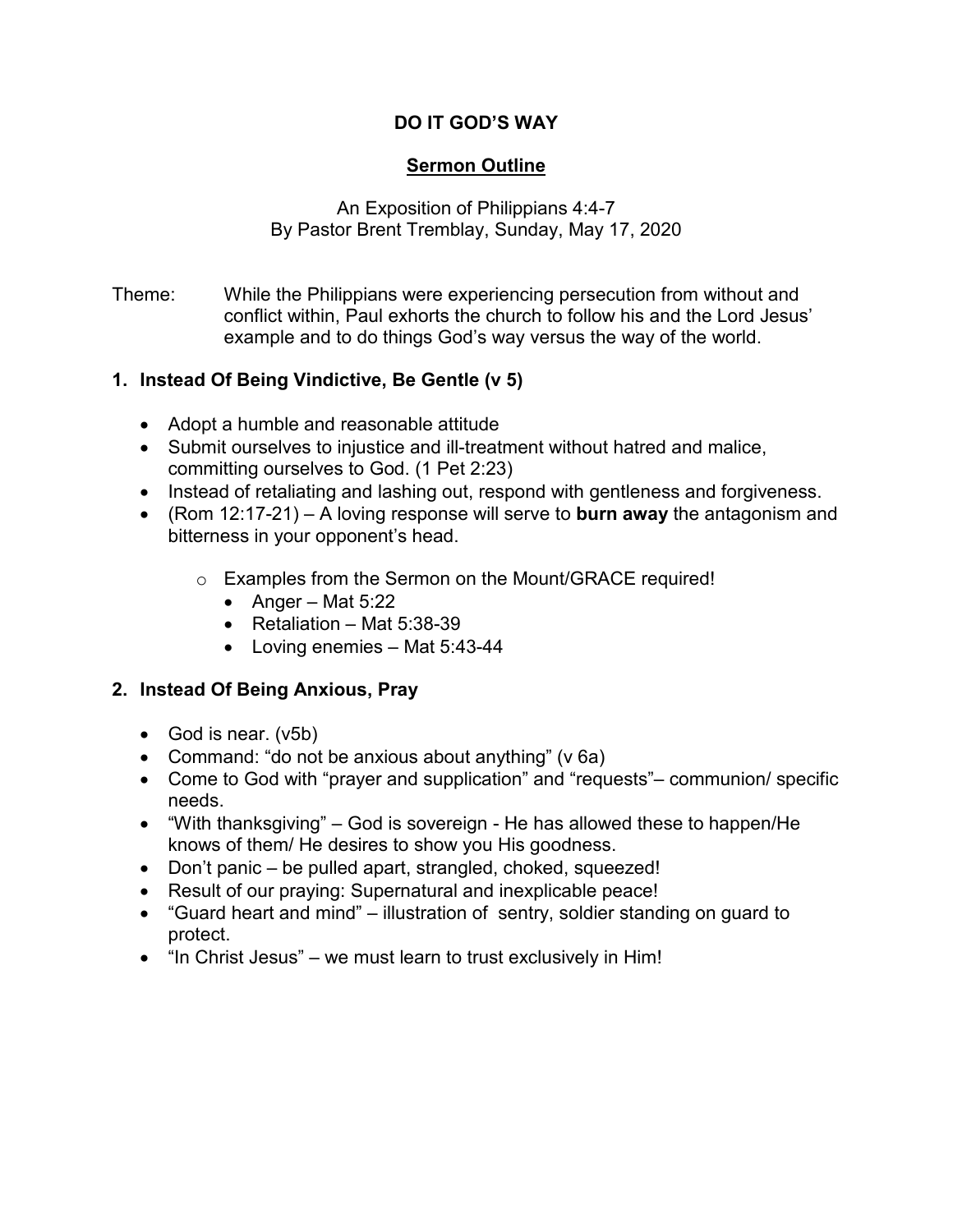# DO IT GOD'S WAY

## Sermon Outline

An Exposition of Philippians 4:4-7
By Pastor Brent Tremblay, Sunday, May 17, 2020

Theme: While the Philippians were experiencing persecution from without and conflict within, Paul exhorts the church to follow his and the Lord Jesus' example and to do things God's way versus the way of the world.

### 1. Instead Of Being Vindictive, Be Gentle (v 5)

- Adopt a humble and reasonable attitude
- Submit ourselves to injustice and ill-treatment without hatred and malice, committing ourselves to God. (1 Pet 2:23)
- Instead of retaliating and lashing out, respond with gentleness and forgiveness.
- (Rom 12:17-21) – A loving response will serve to **burn away** the antagonism and bitterness in your opponent's head.
    - Examples from the Sermon on the Mount/GRACE required!
        - Anger – Mat 5:22
        - Retaliation – Mat 5:38-39
        - Loving enemies – Mat 5:43-44

### 2. Instead Of Being Anxious, Pray

- God is near. (v5b)
- Command: "do not be anxious about anything" (v 6a)
- Come to God with "prayer and supplication" and "requests"– communion/ specific needs.
- "With thanksgiving" – God is sovereign - He has allowed these to happen/He knows of them/ He desires to show you His goodness.
- Don't panic – be pulled apart, strangled, choked, squeezed!
- Result of our praying: Supernatural and inexplicable peace!
- "Guard heart and mind" – illustration of sentry, soldier standing on guard to protect.
- "In Christ Jesus" – we must learn to trust exclusively in Him!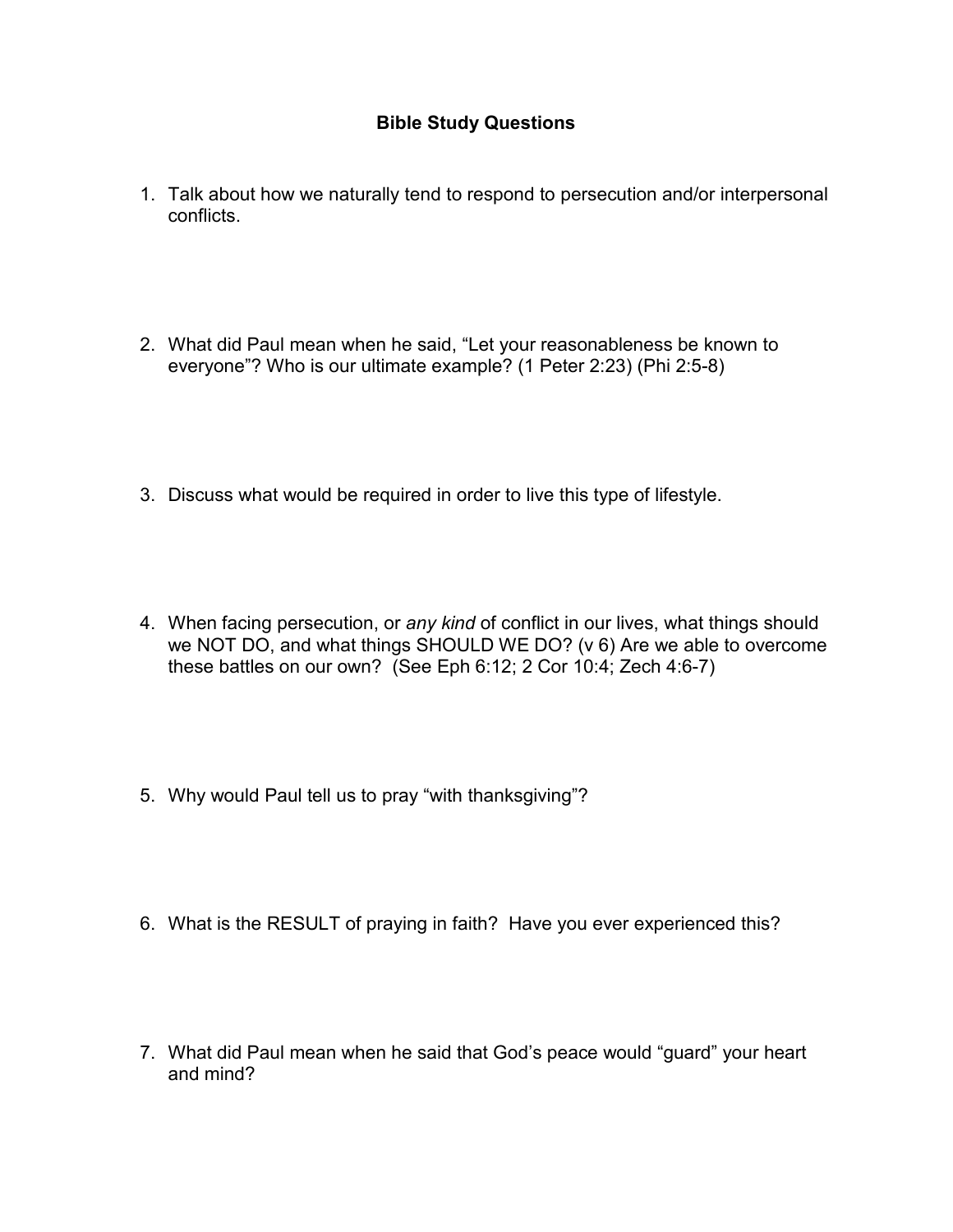**Bible Study Questions**

1. Talk about how we naturally tend to respond to persecution and/or interpersonal conflicts.

2. What did Paul mean when he said, "Let your reasonableness be known to everyone"? Who is our ultimate example? (1 Peter 2:23) (Phi 2:5-8)

3. Discuss what would be required in order to live this type of lifestyle.

4. When facing persecution, or *any kind* of conflict in our lives, what things should we NOT DO, and what things SHOULD WE DO? (v 6) Are we able to overcome these battles on our own? (See Eph 6:12; 2 Cor 10:4; Zech 4:6-7)

5. Why would Paul tell us to pray "with thanksgiving"?

6. What is the RESULT of praying in faith? Have you ever experienced this?

7. What did Paul mean when he said that God's peace would "guard" your heart and mind?